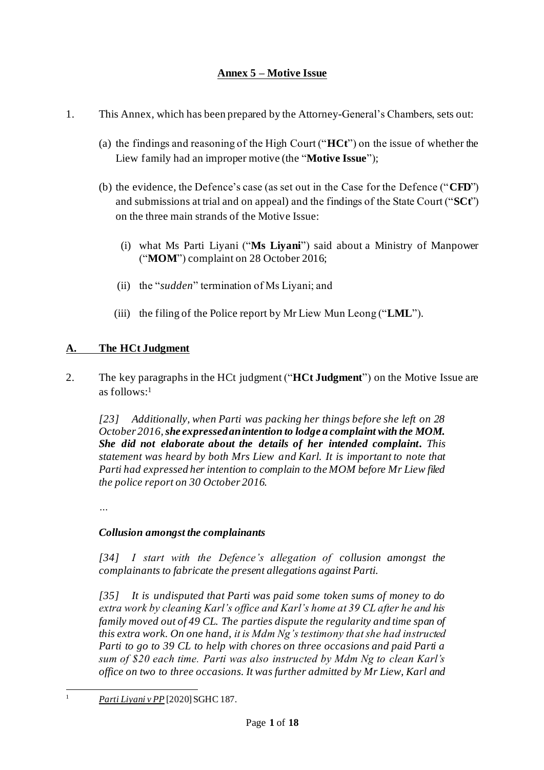# Annex 5 – Motive Issue

1. This Annex, which has been prepared by the Attorney-General's Chambers, sets out:

   (a) the findings and reasoning of the High Court ("**HCt**") on the issue of whether the Liew family had an improper motive (the "**Motive Issue**");

   (b) the evidence, the Defence's case (as set out in the Case for the Defence ("**CFD**") and submissions at trial and on appeal) and the findings of the State Court ("**SCt**") on the three main strands of the Motive Issue:

      (i) what Ms Parti Liyani ("**Ms Liyani**") said about a Ministry of Manpower ("**MOM**") complaint on 28 October 2016;

      (ii) the "*sudden*" termination of Ms Liyani; and

      (iii) the filing of the Police report by Mr Liew Mun Leong ("**LML**").

## A. The HCt Judgment

2. The key paragraphs in the HCt judgment ("**HCt Judgment**") on the Motive Issue are as follows:[1]

   *[23] Additionally, when Parti was packing her things before she left on 28 October 2016, **she expressed an intention to lodge a complaint with the MOM. She did not elaborate about the details of her intended complaint.** This statement was heard by both Mrs Liew and Karl. It is important to note that Parti had expressed her intention to complain to the MOM before Mr Liew filed the police report on 30 October 2016.*

   *…*

   ***Collusion amongst the complainants***

   *[34] I start with the Defence's allegation of collusion amongst the complainants to fabricate the present allegations against Parti.*

   *[35] It is undisputed that Parti was paid some token sums of money to do extra work by cleaning Karl's office and Karl's home at 39 CL after he and his family moved out of 49 CL. The parties dispute the regularity and time span of this extra work. On one hand, it is Mdm Ng's testimony that she had instructed Parti to go to 39 CL to help with chores on three occasions and paid Parti a sum of $20 each time. Parti was also instructed by Mdm Ng to clean Karl's office on two to three occasions. It was further admitted by Mr Liew, Karl and*

[1] *Parti Liyani v PP* [2020] SGHC 187.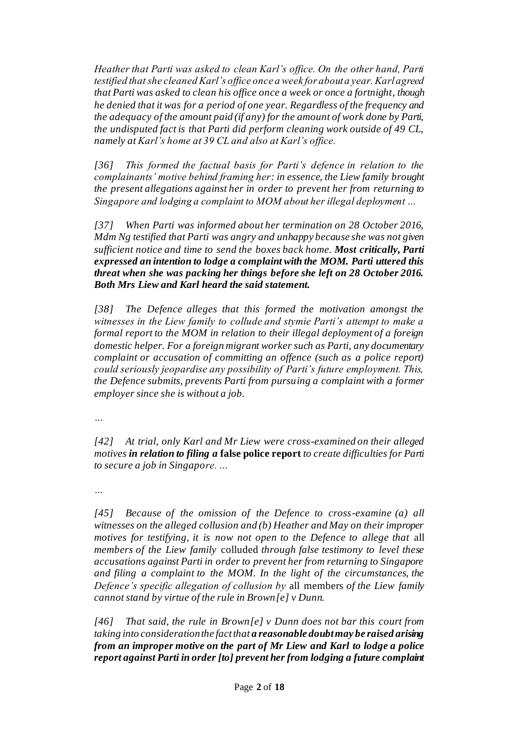*Heather that Parti was asked to clean Karl's office. On the other hand, Parti testified that she cleaned Karl's office once a week for about a year. Karl agreed that Parti was asked to clean his office once a week or once a fortnight, though he denied that it was for a period of one year. Regardless of the frequency and the adequacy of the amount paid (if any) for the amount of work done by Parti, the undisputed fact is that Parti did perform cleaning work outside of 49 CL, namely at Karl's home at 39 CL and also at Karl's office.*

*[36] This formed the factual basis for Parti's defence in relation to the complainants' motive behind framing her: in essence, the Liew family brought the present allegations against her in order to prevent her from returning to Singapore and lodging a complaint to MOM about her illegal deployment …*

*[37] When Parti was informed about her termination on 28 October 2016, Mdm Ng testified that Parti was angry and unhappy because she was not given sufficient notice and time to send the boxes back home.* ***Most critically, Parti expressed an intention to lodge a complaint with the MOM. Parti uttered this threat when she was packing her things before she left on 28 October 2016. Both Mrs Liew and Karl heard the said statement.***

*[38] The Defence alleges that this formed the motivation amongst the witnesses in the Liew family to collude and stymie Parti's attempt to make a formal report to the MOM in relation to their illegal deployment of a foreign domestic helper. For a foreign migrant worker such as Parti, any documentary complaint or accusation of committing an offence (such as a police report) could seriously jeopardise any possibility of Parti's future employment. This, the Defence submits, prevents Parti from pursuing a complaint with a former employer since she is without a job.*

*…*

*[42] At trial, only Karl and Mr Liew were cross-examined on their alleged motives* ***in relation to filing a*** **false police report** *to create difficulties for Parti to secure a job in Singapore. …*

*…*

*[45] Because of the omission of the Defence to cross-examine (a) all witnesses on the alleged collusion and (b) Heather and May on their improper motives for testifying, it is now not open to the Defence to allege that* all *members of the Liew family* colluded *through false testimony to level these accusations against Parti in order to prevent her from returning to Singapore and filing a complaint to the MOM. In the light of the circumstances, the Defence's specific allegation of collusion by* all members *of the Liew family cannot stand by virtue of the rule in Brown[e] v Dunn.*

*[46] That said, the rule in Brown[e] v Dunn does not bar this court from taking into consideration the fact that* ***a reasonable doubt may be raised arising from an improper motive on the part of Mr Liew and Karl to lodge a police report against Parti in order [to] prevent her from lodging a future complaint***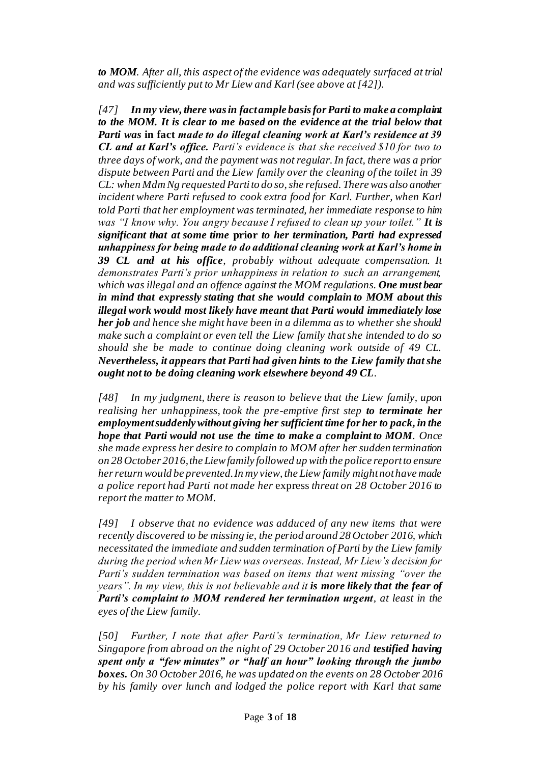*to MOM. After all, this aspect of the evidence was adequately surfaced at trial and was sufficiently put to Mr Liew and Karl (see above at [42]).*

*[47] **In my view, there was in fact ample basis for Parti to make a complaint to the MOM. It is clear to me based on the evidence at the trial below that Parti was*** **in fact** ***made to do illegal cleaning work at Karl's residence at 39 CL and at Karl's office.*** *Parti's evidence is that she received $10 for two to three days of work, and the payment was not regular. In fact, there was a prior dispute between Parti and the Liew family over the cleaning of the toilet in 39 CL: when Mdm Ng requested Parti to do so, she refused. There was also another incident where Parti refused to cook extra food for Karl. Further, when Karl told Parti that her employment was terminated, her immediate response to him was "I know why. You angry because I refused to clean up your toilet."* ***It is significant that at some time*** **prior** ***to her termination, Parti had expressed unhappiness for being made to do additional cleaning work at Karl's home in 39 CL and at his office****, probably without adequate compensation. It demonstrates Parti's prior unhappiness in relation to such an arrangement, which was illegal and an offence against the MOM regulations.* ***One must bear in mind that expressly stating that she would complain to MOM about this illegal work would most likely have meant that Parti would immediately lose her job*** *and hence she might have been in a dilemma as to whether she should make such a complaint or even tell the Liew family that she intended to do so should she be made to continue doing cleaning work outside of 49 CL.* ***Nevertheless, it appears that Parti had given hints to the Liew family that she ought not to be doing cleaning work elsewhere beyond 49 CL****.*

*[48] In my judgment, there is reason to believe that the Liew family, upon realising her unhappiness, took the pre-emptive first step* ***to terminate her employment suddenly without giving her sufficient time for her to pack, in the hope that Parti would not use the time to make a complaint to MOM****. Once she made express her desire to complain to MOM after her sudden termination on 28 October 2016, the Liew family followed up with the police report to ensure her return would be prevented. In my view, the Liew family might not have made a police report had Parti not made her* express *threat on 28 October 2016 to report the matter to MOM.*

*[49] I observe that no evidence was adduced of any new items that were recently discovered to be missing ie, the period around 28 October 2016, which necessitated the immediate and sudden termination of Parti by the Liew family during the period when Mr Liew was overseas. Instead, Mr Liew's decision for Parti's sudden termination was based on items that went missing "over the years". In my view, this is not believable and it* ***is more likely that the fear of Parti's complaint to MOM rendered her termination urgent****, at least in the eyes of the Liew family.*

*[50] Further, I note that after Parti's termination, Mr Liew returned to Singapore from abroad on the night of 29 October 2016 and* ***testified having spent only a "few minutes" or "half an hour" looking through the jumbo boxes.*** *On 30 October 2016, he was updated on the events on 28 October 2016 by his family over lunch and lodged the police report with Karl that same*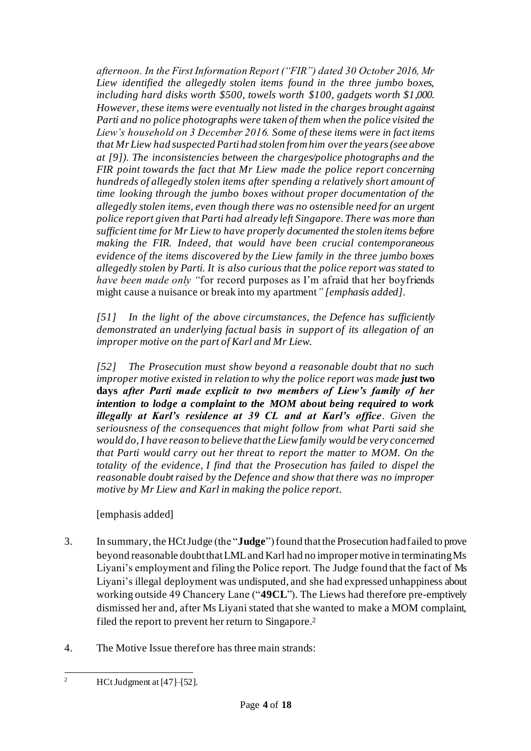*afternoon. In the First Information Report ("FIR") dated 30 October 2016, Mr Liew identified the allegedly stolen items found in the three jumbo boxes, including hard disks worth $500, towels worth $100, gadgets worth $1,000. However, these items were eventually not listed in the charges brought against Parti and no police photographs were taken of them when the police visited the Liew's household on 3 December 2016. Some of these items were in fact items that Mr Liew had suspected Parti had stolen from him over the years (see above at [9]). The inconsistencies between the charges/police photographs and the FIR point towards the fact that Mr Liew made the police report concerning hundreds of allegedly stolen items after spending a relatively short amount of time looking through the jumbo boxes without proper documentation of the allegedly stolen items, even though there was no ostensible need for an urgent police report given that Parti had already left Singapore. There was more than sufficient time for Mr Liew to have properly documented the stolen items before making the FIR. Indeed, that would have been crucial contemporaneous evidence of the items discovered by the Liew family in the three jumbo boxes allegedly stolen by Parti. It is also curious that the police report was stated to have been made only "*for record purposes as I'm afraid that her boyfriends might cause a nuisance or break into my apartment*" [emphasis added].*

*[51] In the light of the above circumstances, the Defence has sufficiently demonstrated an underlying factual basis in support of its allegation of an improper motive on the part of Karl and Mr Liew.*

*[52] The Prosecution must show beyond a reasonable doubt that no such improper motive existed in relation to why the police report was made* ***just*** **two days** ***after Parti made explicit to two members of Liew's family of her intention to lodge a complaint to the MOM about being required to work illegally at Karl's residence at 39 CL and at Karl's office****. Given the seriousness of the consequences that might follow from what Parti said she would do, I have reason to believe that the Liew family would be very concerned that Parti would carry out her threat to report the matter to MOM. On the totality of the evidence, I find that the Prosecution has failed to dispel the reasonable doubt raised by the Defence and show that there was no improper motive by Mr Liew and Karl in making the police report.*

[emphasis added]

3. In summary, the HCt Judge (the "**Judge**") found that the Prosecution had failed to prove beyond reasonable doubt that LML and Karl had no improper motive in terminating Ms Liyani's employment and filing the Police report. The Judge found that the fact of Ms Liyani's illegal deployment was undisputed, and she had expressed unhappiness about working outside 49 Chancery Lane ("**49CL**"). The Liews had therefore pre-emptively dismissed her and, after Ms Liyani stated that she wanted to make a MOM complaint, filed the report to prevent her return to Singapore.[2]

4. The Motive Issue therefore has three main strands:

---

[2] HCt Judgment at [47]–[52].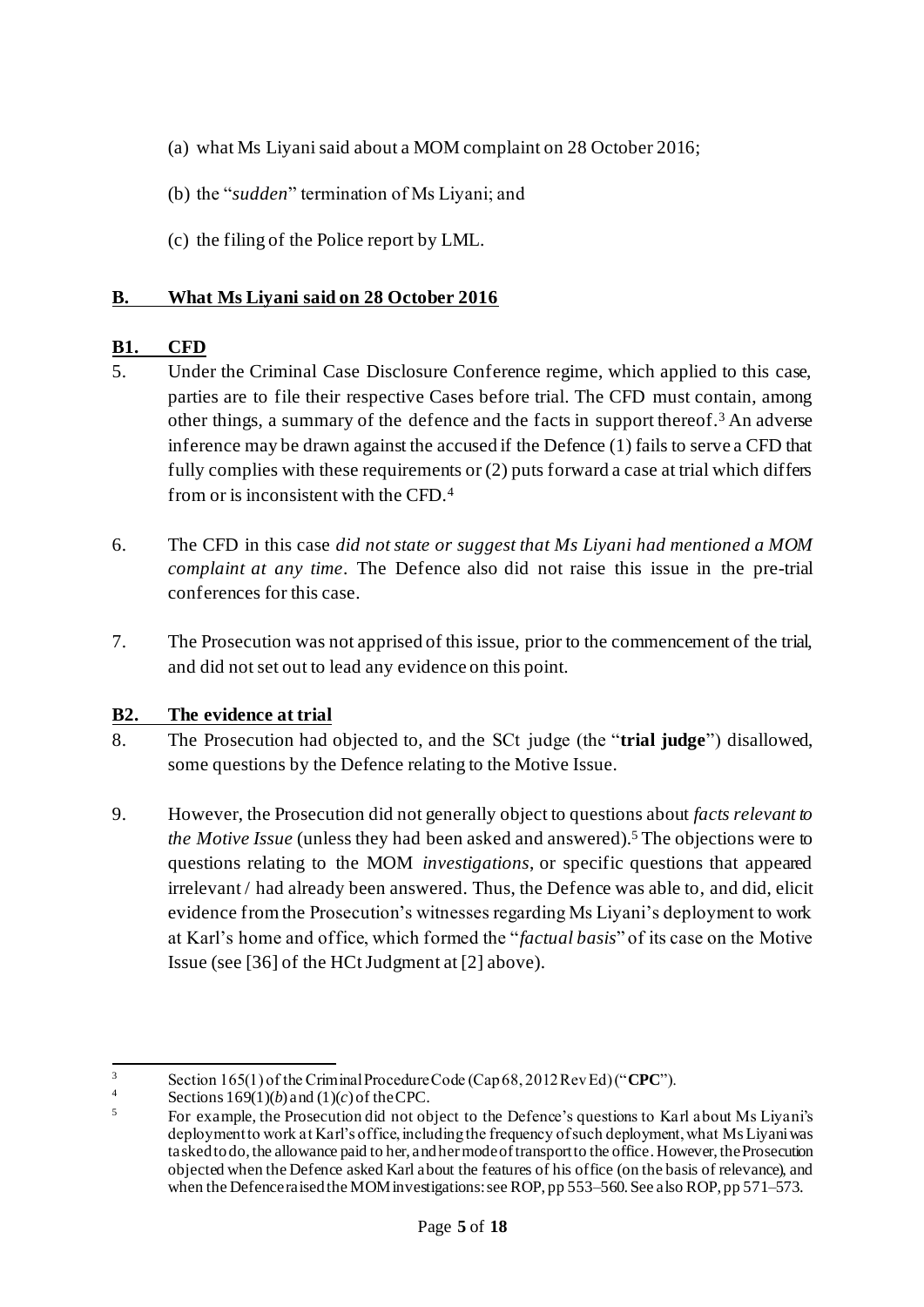(a) what Ms Liyani said about a MOM complaint on 28 October 2016;

(b) the "*sudden*" termination of Ms Liyani; and

(c) the filing of the Police report by LML.

## B. What Ms Liyani said on 28 October 2016

### B1. CFD

5. Under the Criminal Case Disclosure Conference regime, which applied to this case, parties are to file their respective Cases before trial. The CFD must contain, among other things, a summary of the defence and the facts in support thereof.[3] An adverse inference may be drawn against the accused if the Defence (1) fails to serve a CFD that fully complies with these requirements or (2) puts forward a case at trial which differs from or is inconsistent with the CFD.[4]

6. The CFD in this case *did not state or suggest that Ms Liyani had mentioned a MOM complaint at any time*. The Defence also did not raise this issue in the pre-trial conferences for this case.

7. The Prosecution was not apprised of this issue, prior to the commencement of the trial, and did not set out to lead any evidence on this point.

### B2. The evidence at trial

8. The Prosecution had objected to, and the SCt judge (the "**trial judge**") disallowed, some questions by the Defence relating to the Motive Issue.

9. However, the Prosecution did not generally object to questions about *facts relevant to the Motive Issue* (unless they had been asked and answered).[5] The objections were to questions relating to the MOM *investigations*, or specific questions that appeared irrelevant / had already been answered. Thus, the Defence was able to, and did, elicit evidence from the Prosecution's witnesses regarding Ms Liyani's deployment to work at Karl's home and office, which formed the "*factual basis*" of its case on the Motive Issue (see [36] of the HCt Judgment at [2] above).

---

[3] Section 165(1) of the Criminal Procedure Code (Cap 68, 2012 Rev Ed) ("**CPC**").

[4] Sections 169(1)(*b*) and (1)(*c*) of the CPC.

[5] For example, the Prosecution did not object to the Defence's questions to Karl about Ms Liyani's deployment to work at Karl's office, including the frequency of such deployment, what Ms Liyani was tasked to do, the allowance paid to her, and her mode of transport to the office. However, the Prosecution objected when the Defence asked Karl about the features of his office (on the basis of relevance), and when the Defence raised the MOM investigations: see ROP, pp 553–560. See also ROP, pp 571–573.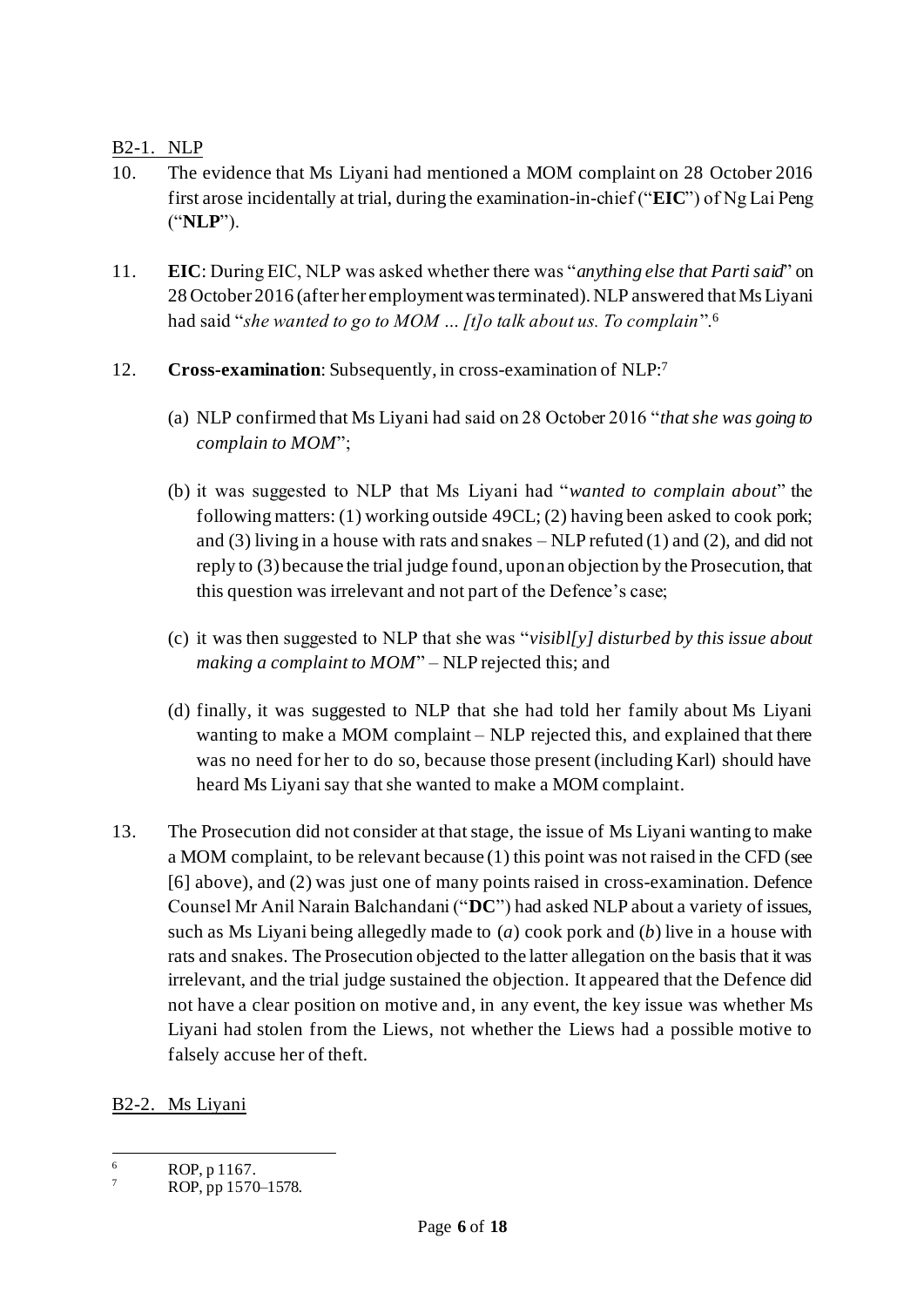B2-1. NLP

10. The evidence that Ms Liyani had mentioned a MOM complaint on 28 October 2016 first arose incidentally at trial, during the examination-in-chief ("**EIC**") of Ng Lai Peng ("**NLP**").

11. **EIC**: During EIC, NLP was asked whether there was "*anything else that Parti said*" on 28 October 2016 (after her employment was terminated). NLP answered that Ms Liyani had said "*she wanted to go to MOM ... [t]o talk about us. To complain*".[6]

12. **Cross-examination**: Subsequently, in cross-examination of NLP:[7]

    (a) NLP confirmed that Ms Liyani had said on 28 October 2016 "*that she was going to complain to MOM*";

    (b) it was suggested to NLP that Ms Liyani had "*wanted to complain about*" the following matters: (1) working outside 49CL; (2) having been asked to cook pork; and (3) living in a house with rats and snakes – NLP refuted (1) and (2), and did not reply to (3) because the trial judge found, upon an objection by the Prosecution, that this question was irrelevant and not part of the Defence's case;

    (c) it was then suggested to NLP that she was "*visibl[y] disturbed by this issue about making a complaint to MOM*" – NLP rejected this; and

    (d) finally, it was suggested to NLP that she had told her family about Ms Liyani wanting to make a MOM complaint – NLP rejected this, and explained that there was no need for her to do so, because those present (including Karl) should have heard Ms Liyani say that she wanted to make a MOM complaint.

13. The Prosecution did not consider at that stage, the issue of Ms Liyani wanting to make a MOM complaint, to be relevant because (1) this point was not raised in the CFD (see [6] above), and (2) was just one of many points raised in cross-examination. Defence Counsel Mr Anil Narain Balchandani ("**DC**") had asked NLP about a variety of issues, such as Ms Liyani being allegedly made to (*a*) cook pork and (*b*) live in a house with rats and snakes. The Prosecution objected to the latter allegation on the basis that it was irrelevant, and the trial judge sustained the objection. It appeared that the Defence did not have a clear position on motive and, in any event, the key issue was whether Ms Liyani had stolen from the Liews, not whether the Liews had a possible motive to falsely accuse her of theft.

B2-2. Ms Liyani

---

[6] ROP, p 1167.

[7] ROP, pp 1570–1578.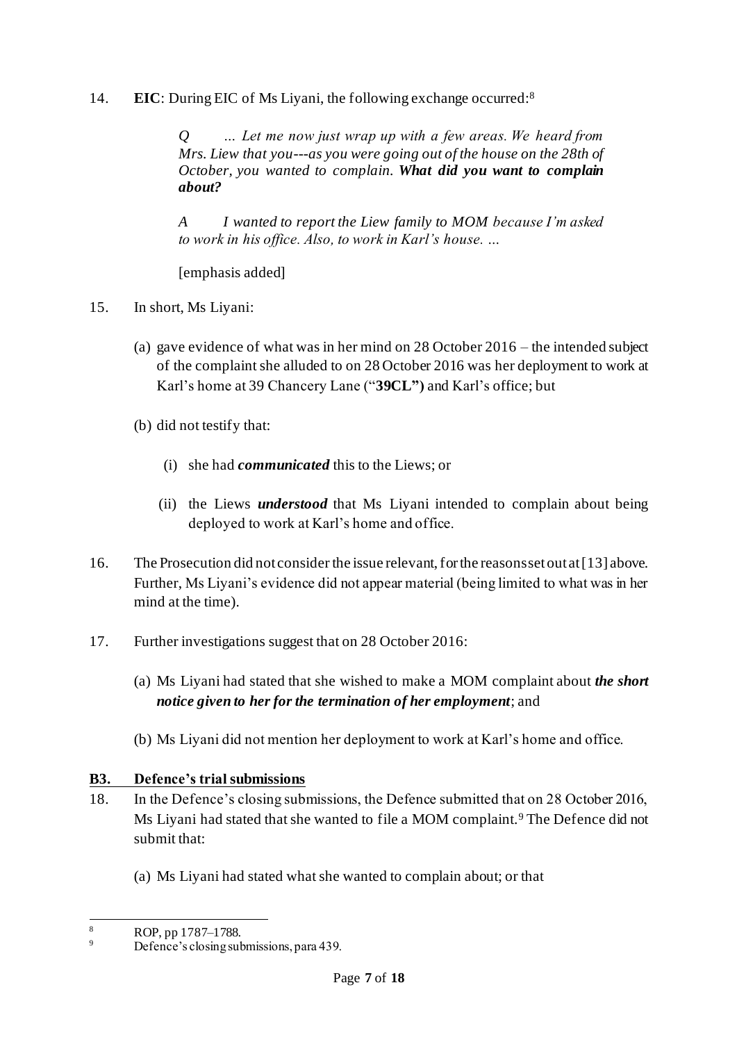14. **EIC**: During EIC of Ms Liyani, the following exchange occurred:[8]

> *Q … Let me now just wrap up with a few areas. We heard from Mrs. Liew that you---as you were going out of the house on the 28th of October, you wanted to complain.* ***What did you want to complain about?***
>
> *A I wanted to report the Liew family to MOM because I'm asked to work in his office. Also, to work in Karl's house. …*
>
> [emphasis added]

15. In short, Ms Liyani:

    (a) gave evidence of what was in her mind on 28 October 2016 – the intended subject of the complaint she alluded to on 28 October 2016 was her deployment to work at Karl's home at 39 Chancery Lane ("**39CL")** and Karl's office; but

    (b) did not testify that:

    (i) she had ***communicated*** this to the Liews; or

    (ii) the Liews ***understood*** that Ms Liyani intended to complain about being deployed to work at Karl's home and office.

16. The Prosecution did not consider the issue relevant, for the reasons set out at [13] above. Further, Ms Liyani's evidence did not appear material (being limited to what was in her mind at the time).

17. Further investigations suggest that on 28 October 2016:

    (a) Ms Liyani had stated that she wished to make a MOM complaint about ***the short notice given to her for the termination of her employment***; and

    (b) Ms Liyani did not mention her deployment to work at Karl's home and office.

### B3. Defence's trial submissions

18. In the Defence's closing submissions, the Defence submitted that on 28 October 2016, Ms Liyani had stated that she wanted to file a MOM complaint.[9] The Defence did not submit that:

    (a) Ms Liyani had stated what she wanted to complain about; or that

---

[8] ROP, pp 1787–1788.

[9] Defence's closing submissions, para 439.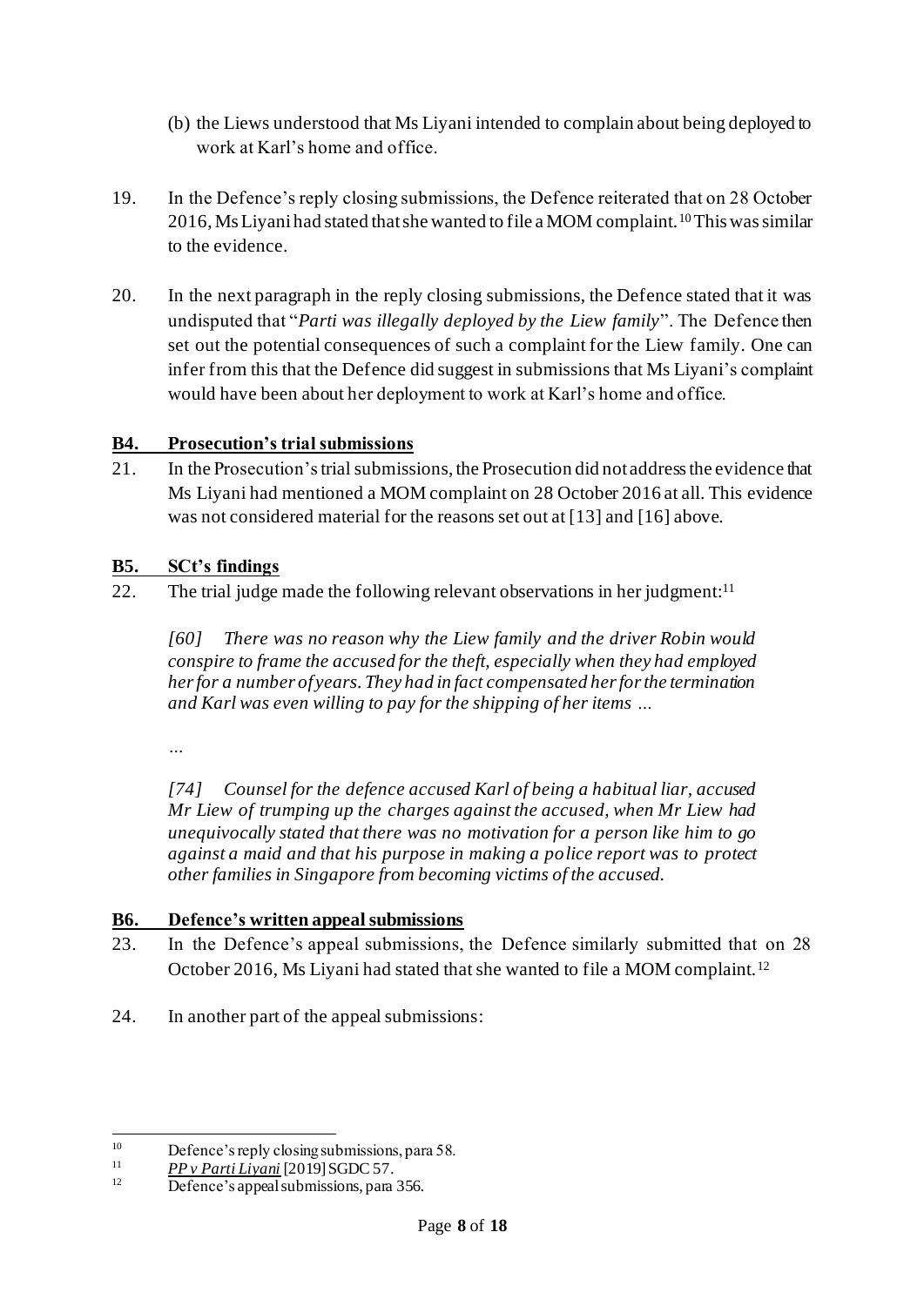(b) the Liews understood that Ms Liyani intended to complain about being deployed to work at Karl's home and office.

19. In the Defence's reply closing submissions, the Defence reiterated that on 28 October 2016, Ms Liyani had stated that she wanted to file a MOM complaint.[10] This was similar to the evidence.

20. In the next paragraph in the reply closing submissions, the Defence stated that it was undisputed that "*Parti was illegally deployed by the Liew family*". The Defence then set out the potential consequences of such a complaint for the Liew family. One can infer from this that the Defence did suggest in submissions that Ms Liyani's complaint would have been about her deployment to work at Karl's home and office.

## B4. Prosecution's trial submissions

21. In the Prosecution's trial submissions, the Prosecution did not address the evidence that Ms Liyani had mentioned a MOM complaint on 28 October 2016 at all. This evidence was not considered material for the reasons set out at [13] and [16] above.

## B5. SCt's findings

22. The trial judge made the following relevant observations in her judgment:[11]

> *[60] There was no reason why the Liew family and the driver Robin would conspire to frame the accused for the theft, especially when they had employed her for a number of years. They had in fact compensated her for the termination and Karl was even willing to pay for the shipping of her items …*
>
> *…*
>
> *[74] Counsel for the defence accused Karl of being a habitual liar, accused Mr Liew of trumping up the charges against the accused, when Mr Liew had unequivocally stated that there was no motivation for a person like him to go against a maid and that his purpose in making a police report was to protect other families in Singapore from becoming victims of the accused.*

## B6. Defence's written appeal submissions

23. In the Defence's appeal submissions, the Defence similarly submitted that on 28 October 2016, Ms Liyani had stated that she wanted to file a MOM complaint.[12]

24. In another part of the appeal submissions:

---

[10] Defence's reply closing submissions, para 58.

[11] *PP v Parti Liyani* [2019] SGDC 57.

[12] Defence's appeal submissions, para 356.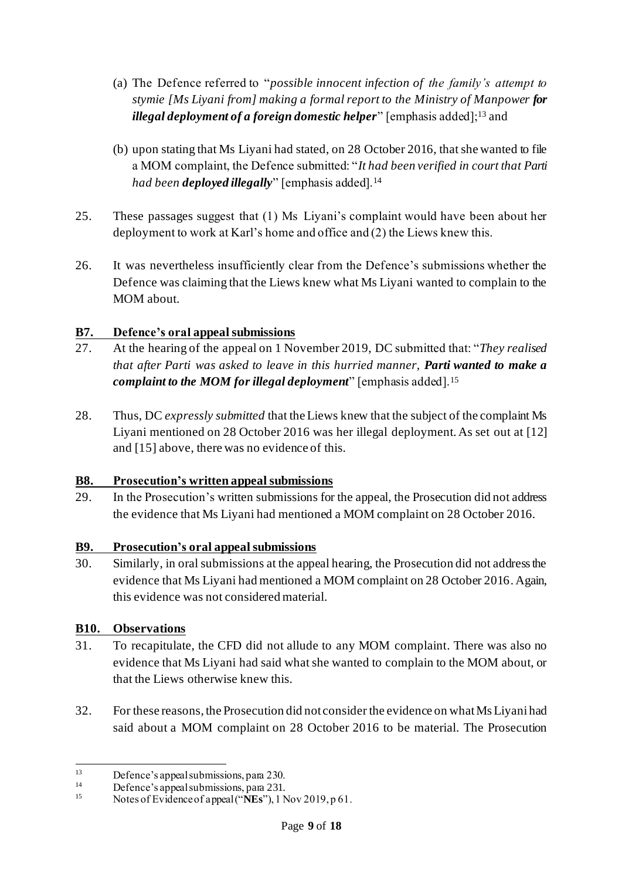(a) The Defence referred to "*possible innocent infection of the family's attempt to stymie [Ms Liyani from] making a formal report to the Ministry of Manpower **for illegal deployment of a foreign domestic helper***" [emphasis added];[13] and

(b) upon stating that Ms Liyani had stated, on 28 October 2016, that she wanted to file a MOM complaint, the Defence submitted: "*It had been verified in court that Parti had been **deployed illegally***" [emphasis added].[14]

25. These passages suggest that (1) Ms Liyani's complaint would have been about her deployment to work at Karl's home and office and (2) the Liews knew this.

26. It was nevertheless insufficiently clear from the Defence's submissions whether the Defence was claiming that the Liews knew what Ms Liyani wanted to complain to the MOM about.

### B7. Defence's oral appeal submissions

27. At the hearing of the appeal on 1 November 2019, DC submitted that: "*They realised that after Parti was asked to leave in this hurried manner, **Parti wanted to make a complaint to the MOM for illegal deployment***" [emphasis added].[15]

28. Thus, DC *expressly submitted* that the Liews knew that the subject of the complaint Ms Liyani mentioned on 28 October 2016 was her illegal deployment. As set out at [12] and [15] above, there was no evidence of this.

### B8. Prosecution's written appeal submissions

29. In the Prosecution's written submissions for the appeal, the Prosecution did not address the evidence that Ms Liyani had mentioned a MOM complaint on 28 October 2016.

### B9. Prosecution's oral appeal submissions

30. Similarly, in oral submissions at the appeal hearing, the Prosecution did not address the evidence that Ms Liyani had mentioned a MOM complaint on 28 October 2016. Again, this evidence was not considered material.

### B10. Observations

31. To recapitulate, the CFD did not allude to any MOM complaint. There was also no evidence that Ms Liyani had said what she wanted to complain to the MOM about, or that the Liews otherwise knew this.

32. For these reasons, the Prosecution did not consider the evidence on what Ms Liyani had said about a MOM complaint on 28 October 2016 to be material. The Prosecution

---

[13] Defence's appeal submissions, para 230.

[14] Defence's appeal submissions, para 231.

[15] Notes of Evidence of appeal ("**NEs**"), 1 Nov 2019, p 61.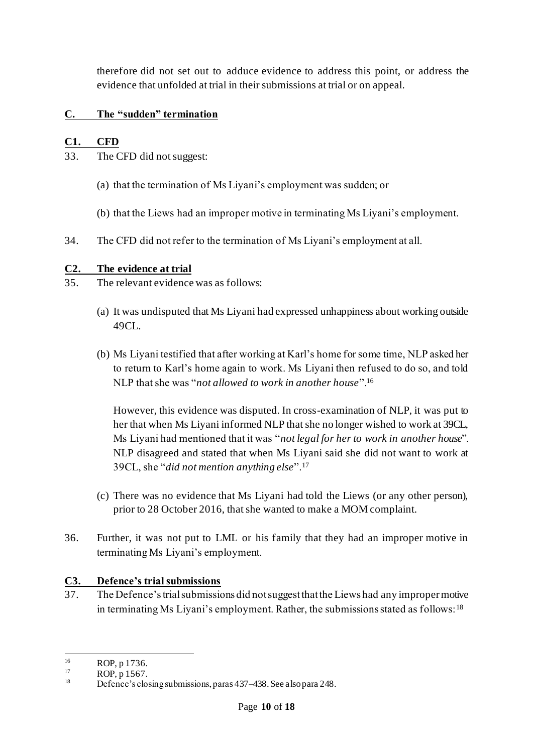therefore did not set out to adduce evidence to address this point, or address the evidence that unfolded at trial in their submissions at trial or on appeal.

## C. The "sudden" termination

### C1. CFD

33. The CFD did not suggest:

    (a) that the termination of Ms Liyani's employment was sudden; or

    (b) that the Liews had an improper motive in terminating Ms Liyani's employment.

34. The CFD did not refer to the termination of Ms Liyani's employment at all.

### C2. The evidence at trial

35. The relevant evidence was as follows:

    (a) It was undisputed that Ms Liyani had expressed unhappiness about working outside 49CL.

    (b) Ms Liyani testified that after working at Karl's home for some time, NLP asked her to return to Karl's home again to work. Ms Liyani then refused to do so, and told NLP that she was "*not allowed to work in another house*".[16]

    However, this evidence was disputed. In cross-examination of NLP, it was put to her that when Ms Liyani informed NLP that she no longer wished to work at 39CL, Ms Liyani had mentioned that it was "*not legal for her to work in another house*". NLP disagreed and stated that when Ms Liyani said she did not want to work at 39CL, she "*did not mention anything else*".[17]

    (c) There was no evidence that Ms Liyani had told the Liews (or any other person), prior to 28 October 2016, that she wanted to make a MOM complaint.

36. Further, it was not put to LML or his family that they had an improper motive in terminating Ms Liyani's employment.

### C3. Defence's trial submissions

37. The Defence's trial submissions did not suggest that the Liews had any improper motive in terminating Ms Liyani's employment. Rather, the submissions stated as follows:[18]

---

[16] ROP, p 1736.

[17] ROP, p 1567.

[18] Defence's closing submissions, paras 437–438. See also para 248.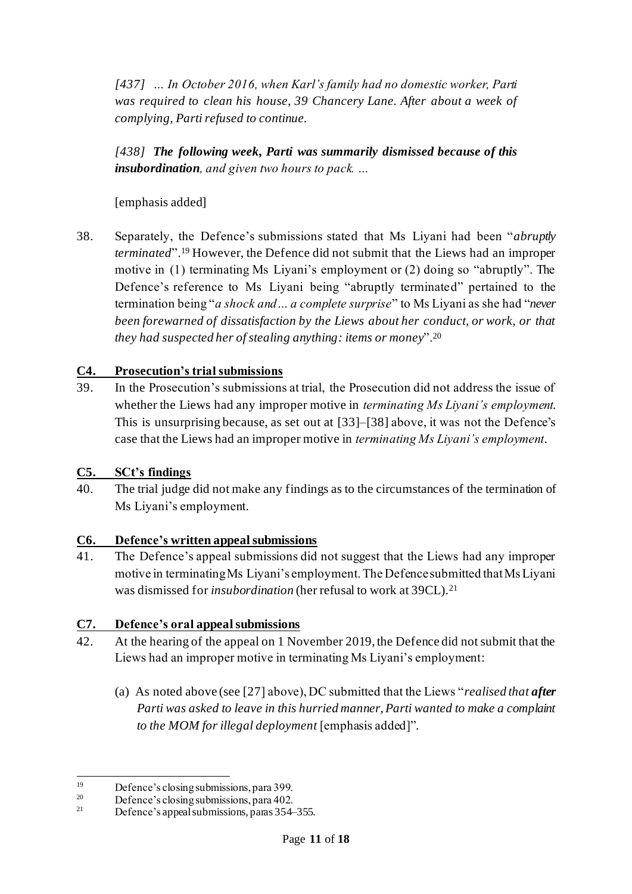> *[437] … In October 2016, when Karl's family had no domestic worker, Parti was required to clean his house, 39 Chancery Lane. After about a week of complying, Parti refused to continue.*
>
> *[438] **The following week, Parti was summarily dismissed because of this insubordination**, and given two hours to pack. …*
>
> [emphasis added]

38. Separately, the Defence's submissions stated that Ms Liyani had been "*abruptly terminated*".[19] However, the Defence did not submit that the Liews had an improper motive in (1) terminating Ms Liyani's employment or (2) doing so "abruptly". The Defence's reference to Ms Liyani being "abruptly terminated" pertained to the termination being "*a shock and … a complete surprise*" to Ms Liyani as she had "*never been forewarned of dissatisfaction by the Liews about her conduct, or work, or that they had suspected her of stealing anything: items or money*".[20]

## C4. Prosecution's trial submissions

39. In the Prosecution's submissions at trial, the Prosecution did not address the issue of whether the Liews had any improper motive in *terminating Ms Liyani's employment*. This is unsurprising because, as set out at [33]–[38] above, it was not the Defence's case that the Liews had an improper motive in *terminating Ms Liyani's employment*.

## C5. SCt's findings

40. The trial judge did not make any findings as to the circumstances of the termination of Ms Liyani's employment.

## C6. Defence's written appeal submissions

41. The Defence's appeal submissions did not suggest that the Liews had any improper motive in terminating Ms Liyani's employment. The Defence submitted that Ms Liyani was dismissed for *insubordination* (her refusal to work at 39CL).[21]

## C7. Defence's oral appeal submissions

42. At the hearing of the appeal on 1 November 2019, the Defence did not submit that the Liews had an improper motive in terminating Ms Liyani's employment:

    (a) As noted above (see [27] above), DC submitted that the Liews "*realised that **after** Parti was asked to leave in this hurried manner, Parti wanted to make a complaint to the MOM for illegal deployment* [emphasis added]".

---

[19] Defence's closing submissions, para 399.

[20] Defence's closing submissions, para 402.

[21] Defence's appeal submissions, paras 354–355.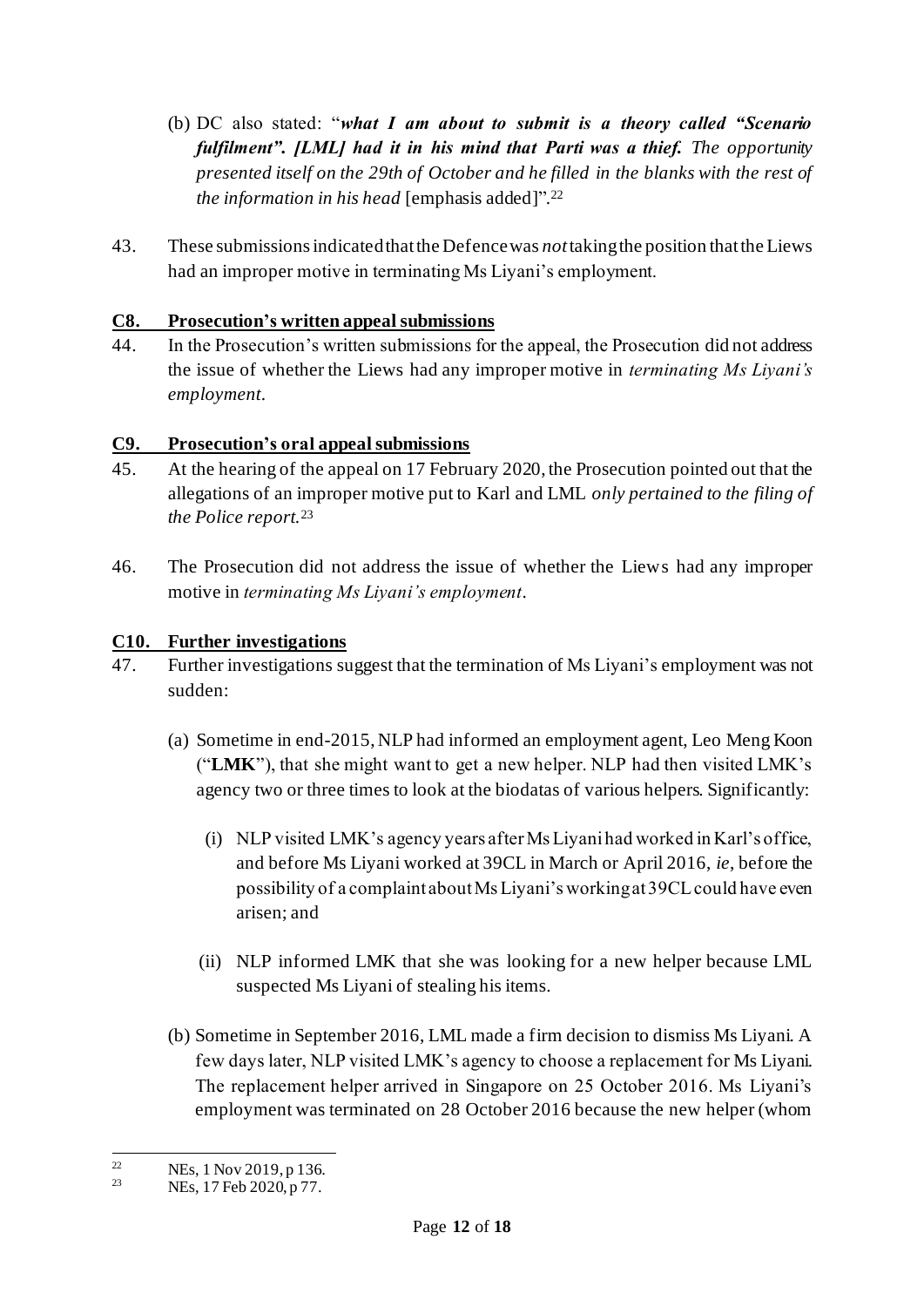(b) DC also stated: "***what I am about to submit is a theory called "Scenario fulfilment". [LML] had it in his mind that Parti was a thief.*** *The opportunity presented itself on the 29th of October and he filled in the blanks with the rest of the information in his head* [emphasis added]".[22]

43. These submissions indicated that the Defence was *not* taking the position that the Liews had an improper motive in terminating Ms Liyani's employment.

## C8. Prosecution's written appeal submissions

44. In the Prosecution's written submissions for the appeal, the Prosecution did not address the issue of whether the Liews had any improper motive in *terminating Ms Liyani's employment*.

## C9. Prosecution's oral appeal submissions

45. At the hearing of the appeal on 17 February 2020, the Prosecution pointed out that the allegations of an improper motive put to Karl and LML *only pertained to the filing of the Police report.*[23]

46. The Prosecution did not address the issue of whether the Liews had any improper motive in *terminating Ms Liyani's employment*.

## C10. Further investigations

47. Further investigations suggest that the termination of Ms Liyani's employment was not sudden:

(a) Sometime in end-2015, NLP had informed an employment agent, Leo Meng Koon ("**LMK**"), that she might want to get a new helper. NLP had then visited LMK's agency two or three times to look at the biodatas of various helpers. Significantly:

(i) NLP visited LMK's agency years after Ms Liyani had worked in Karl's office, and before Ms Liyani worked at 39CL in March or April 2016, *ie*, before the possibility of a complaint about Ms Liyani's working at 39CL could have even arisen; and

(ii) NLP informed LMK that she was looking for a new helper because LML suspected Ms Liyani of stealing his items.

(b) Sometime in September 2016, LML made a firm decision to dismiss Ms Liyani. A few days later, NLP visited LMK's agency to choose a replacement for Ms Liyani. The replacement helper arrived in Singapore on 25 October 2016. Ms Liyani's employment was terminated on 28 October 2016 because the new helper (whom

---

[22] NEs, 1 Nov 2019, p 136.

[23] NEs, 17 Feb 2020, p 77.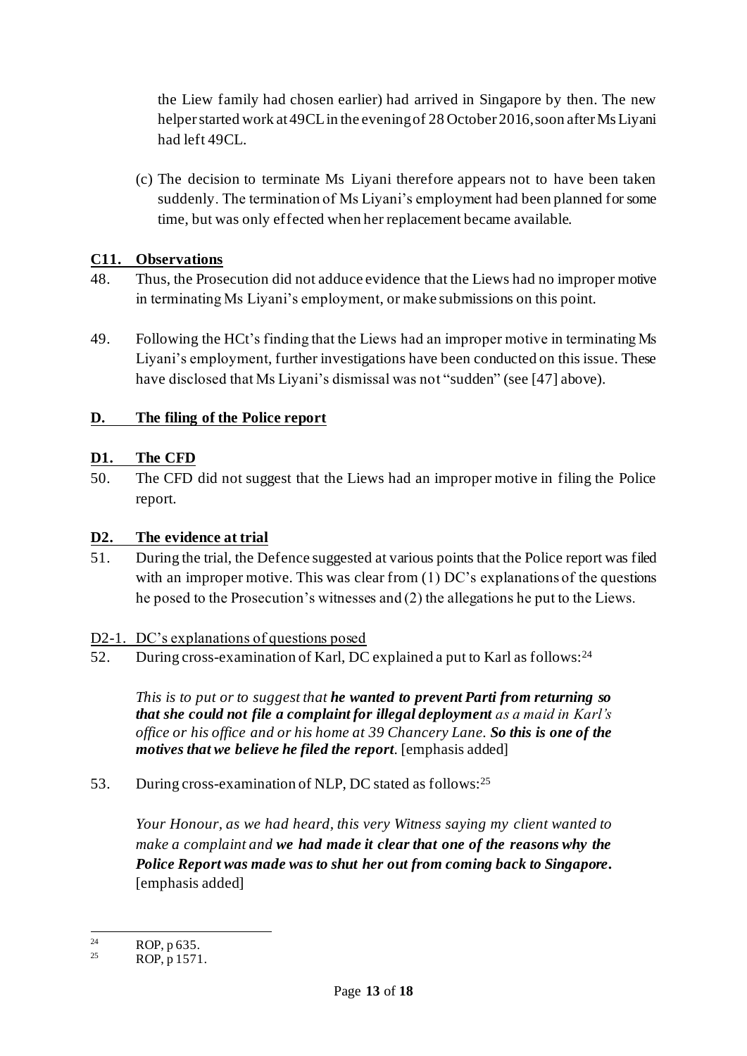the Liew family had chosen earlier) had arrived in Singapore by then. The new helper started work at 49CL in the evening of 28 October 2016, soon after Ms Liyani had left 49CL.

(c) The decision to terminate Ms Liyani therefore appears not to have been taken suddenly. The termination of Ms Liyani's employment had been planned for some time, but was only effected when her replacement became available.

## C11. Observations

48. Thus, the Prosecution did not adduce evidence that the Liews had no improper motive in terminating Ms Liyani's employment, or make submissions on this point.

49. Following the HCt's finding that the Liews had an improper motive in terminating Ms Liyani's employment, further investigations have been conducted on this issue. These have disclosed that Ms Liyani's dismissal was not "sudden" (see [47] above).

## D. The filing of the Police report

## D1. The CFD

50. The CFD did not suggest that the Liews had an improper motive in filing the Police report.

## D2. The evidence at trial

51. During the trial, the Defence suggested at various points that the Police report was filed with an improper motive. This was clear from (1) DC's explanations of the questions he posed to the Prosecution's witnesses and (2) the allegations he put to the Liews.

### D2-1. DC's explanations of questions posed

52. During cross-examination of Karl, DC explained a put to Karl as follows:[24]

> *This is to put or to suggest that **he wanted to prevent Parti from returning so that she could not file a complaint for illegal deployment** as a maid in Karl's office or his office and or his home at 39 Chancery Lane. **So this is one of the motives that we believe he filed the report**.* [emphasis added]

53. During cross-examination of NLP, DC stated as follows:[25]

> *Your Honour, as we had heard, this very Witness saying my client wanted to make a complaint and **we had made it clear that one of the reasons why the Police Report was made was to shut her out from coming back to Singapore.*** [emphasis added]

---

[24] ROP, p 635.
[25] ROP, p 1571.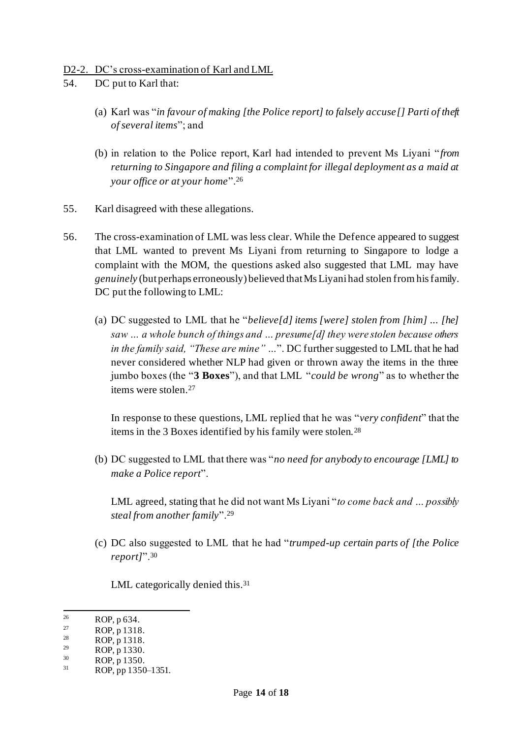D2-2. DC's cross-examination of Karl and LML

54. DC put to Karl that:

(a) Karl was "*in favour of making [the Police report] to falsely accuse[] Parti of theft of several items*"; and

(b) in relation to the Police report, Karl had intended to prevent Ms Liyani "*from returning to Singapore and filing a complaint for illegal deployment as a maid at your office or at your home*".[26]

55. Karl disagreed with these allegations.

56. The cross-examination of LML was less clear. While the Defence appeared to suggest that LML wanted to prevent Ms Liyani from returning to Singapore to lodge a complaint with the MOM, the questions asked also suggested that LML may have *genuinely* (but perhaps erroneously) believed that Ms Liyani had stolen from his family. DC put the following to LML:

(a) DC suggested to LML that he "*believe[d] items [were] stolen from [him] … [he] saw … a whole bunch of things and … presume[d] they were stolen because others in the family said, "These are mine" …*". DC further suggested to LML that he had never considered whether NLP had given or thrown away the items in the three jumbo boxes (the "**3 Boxes**"), and that LML "*could be wrong*" as to whether the items were stolen.[27]

In response to these questions, LML replied that he was "*very confident*" that the items in the 3 Boxes identified by his family were stolen.[28]

(b) DC suggested to LML that there was "*no need for anybody to encourage [LML] to make a Police report*".

LML agreed, stating that he did not want Ms Liyani "*to come back and … possibly steal from another family*".[29]

(c) DC also suggested to LML that he had "*trumped-up certain parts of [the Police report]*".[30]

LML categorically denied this.[31]

---

[26] ROP, p 634.
[27] ROP, p 1318.
[28] ROP, p 1318.
[29] ROP, p 1330.
[30] ROP, p 1350.
[31] ROP, pp 1350–1351.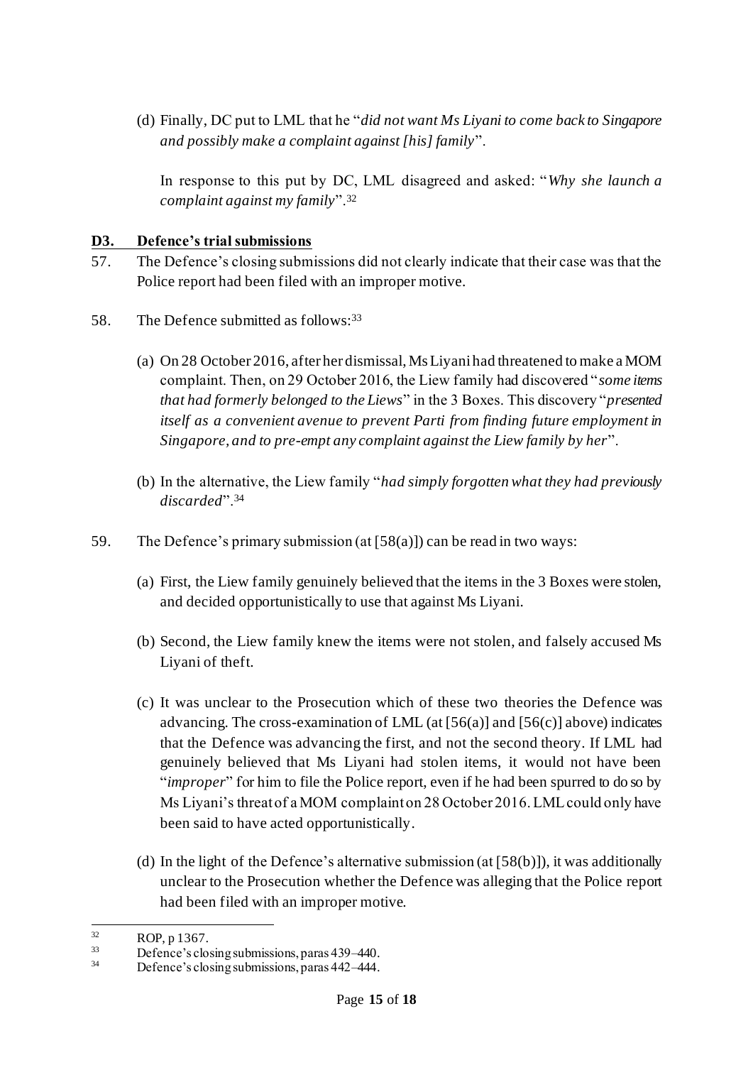(d) Finally, DC put to LML that he "*did not want Ms Liyani to come back to Singapore and possibly make a complaint against [his] family*".

In response to this put by DC, LML disagreed and asked: "*Why she launch a complaint against my family*".[32]

## D3. Defence's trial submissions

57. The Defence's closing submissions did not clearly indicate that their case was that the Police report had been filed with an improper motive.

58. The Defence submitted as follows:[33]

(a) On 28 October 2016, after her dismissal, Ms Liyani had threatened to make a MOM complaint. Then, on 29 October 2016, the Liew family had discovered "*some items that had formerly belonged to the Liews*" in the 3 Boxes. This discovery "*presented itself as a convenient avenue to prevent Parti from finding future employment in Singapore, and to pre-empt any complaint against the Liew family by her*".

(b) In the alternative, the Liew family "*had simply forgotten what they had previously discarded*".[34]

59. The Defence's primary submission (at [58(a)]) can be read in two ways:

(a) First, the Liew family genuinely believed that the items in the 3 Boxes were stolen, and decided opportunistically to use that against Ms Liyani.

(b) Second, the Liew family knew the items were not stolen, and falsely accused Ms Liyani of theft.

(c) It was unclear to the Prosecution which of these two theories the Defence was advancing. The cross-examination of LML (at [56(a)] and [56(c)] above) indicates that the Defence was advancing the first, and not the second theory. If LML had genuinely believed that Ms Liyani had stolen items, it would not have been "*improper*" for him to file the Police report, even if he had been spurred to do so by Ms Liyani's threat of a MOM complaint on 28 October 2016. LML could only have been said to have acted opportunistically.

(d) In the light of the Defence's alternative submission (at [58(b)]), it was additionally unclear to the Prosecution whether the Defence was alleging that the Police report had been filed with an improper motive.

---

[32] ROP, p 1367.

[33] Defence's closing submissions, paras 439–440.

[34] Defence's closing submissions, paras 442–444.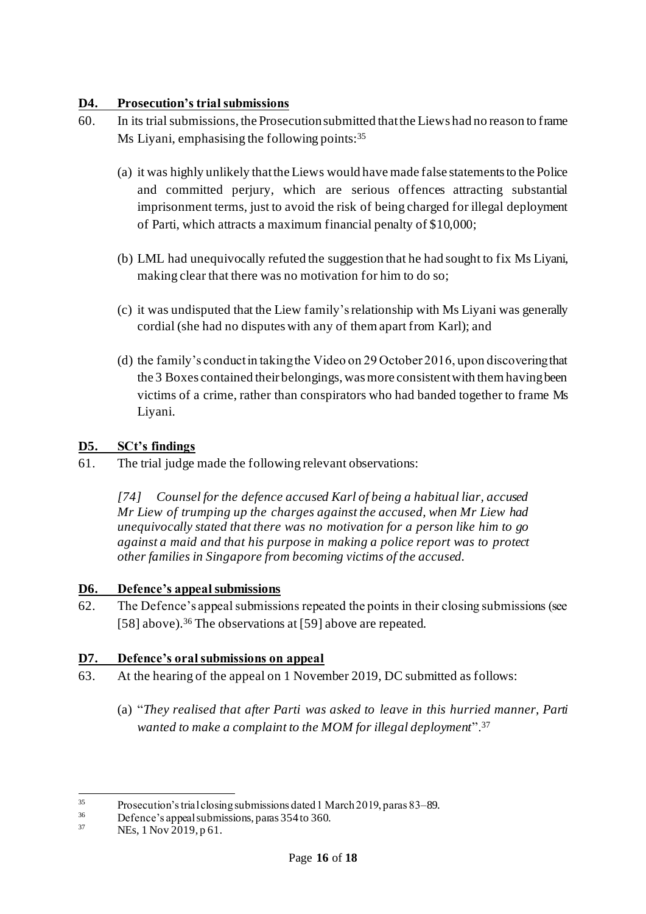### D4. Prosecution's trial submissions

60. In its trial submissions, the Prosecution submitted that the Liews had no reason to frame Ms Liyani, emphasising the following points:[35]

   (a) it was highly unlikely that the Liews would have made false statements to the Police and committed perjury, which are serious offences attracting substantial imprisonment terms, just to avoid the risk of being charged for illegal deployment of Parti, which attracts a maximum financial penalty of $10,000;

   (b) LML had unequivocally refuted the suggestion that he had sought to fix Ms Liyani, making clear that there was no motivation for him to do so;

   (c) it was undisputed that the Liew family's relationship with Ms Liyani was generally cordial (she had no disputes with any of them apart from Karl); and

   (d) the family's conduct in taking the Video on 29 October 2016, upon discovering that the 3 Boxes contained their belongings, was more consistent with them having been victims of a crime, rather than conspirators who had banded together to frame Ms Liyani.

### D5. SCt's findings

61. The trial judge made the following relevant observations:

   *[74] Counsel for the defence accused Karl of being a habitual liar, accused Mr Liew of trumping up the charges against the accused, when Mr Liew had unequivocally stated that there was no motivation for a person like him to go against a maid and that his purpose in making a police report was to protect other families in Singapore from becoming victims of the accused.*

### D6. Defence's appeal submissions

62. The Defence's appeal submissions repeated the points in their closing submissions (see [58] above).[36] The observations at [59] above are repeated.

### D7. Defence's oral submissions on appeal

63. At the hearing of the appeal on 1 November 2019, DC submitted as follows:

   (a) "*They realised that after Parti was asked to leave in this hurried manner, Parti wanted to make a complaint to the MOM for illegal deployment*".[37]

---

[35] Prosecution's trial closing submissions dated 1 March 2019, paras 83–89.

[36] Defence's appeal submissions, paras 354 to 360.

[37] NEs, 1 Nov 2019, p 61.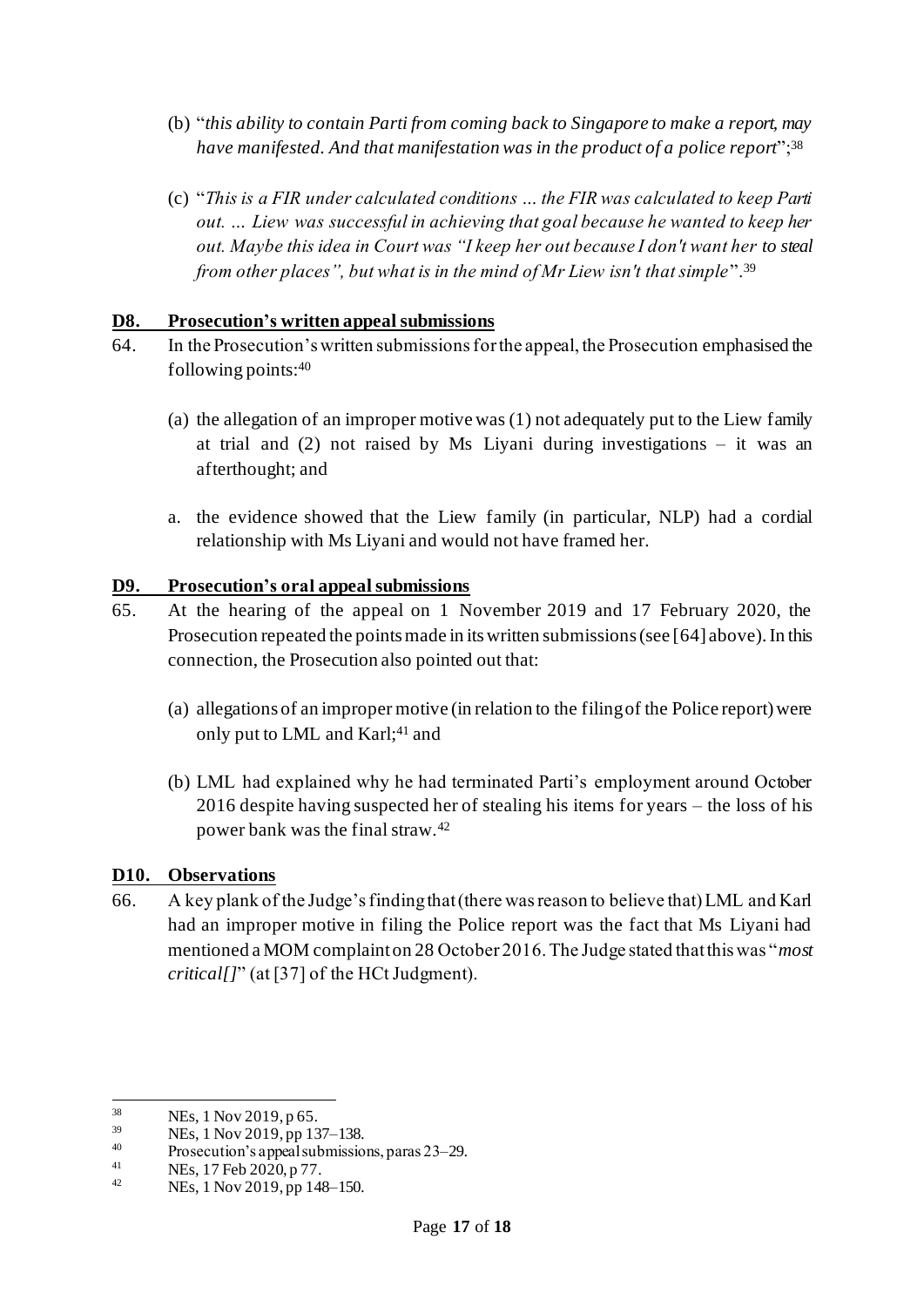(b) "*this ability to contain Parti from coming back to Singapore to make a report, may have manifested. And that manifestation was in the product of a police report*";[38]

(c) "*This is a FIR under calculated conditions … the FIR was calculated to keep Parti out. … Liew was successful in achieving that goal because he wanted to keep her out. Maybe this idea in Court was "I keep her out because I don't want her to steal from other places", but what is in the mind of Mr Liew isn't that simple*".[39]

## D8. Prosecution's written appeal submissions

64. In the Prosecution's written submissions for the appeal, the Prosecution emphasised the following points:[40]

(a) the allegation of an improper motive was (1) not adequately put to the Liew family at trial and (2) not raised by Ms Liyani during investigations – it was an afterthought; and

a. the evidence showed that the Liew family (in particular, NLP) had a cordial relationship with Ms Liyani and would not have framed her.

## D9. Prosecution's oral appeal submissions

65. At the hearing of the appeal on 1 November 2019 and 17 February 2020, the Prosecution repeated the points made in its written submissions (see [64] above). In this connection, the Prosecution also pointed out that:

(a) allegations of an improper motive (in relation to the filing of the Police report) were only put to LML and Karl;[41] and

(b) LML had explained why he had terminated Parti's employment around October 2016 despite having suspected her of stealing his items for years – the loss of his power bank was the final straw.[42]

## D10. Observations

66. A key plank of the Judge's finding that (there was reason to believe that) LML and Karl had an improper motive in filing the Police report was the fact that Ms Liyani had mentioned a MOM complaint on 28 October 2016. The Judge stated that this was "*most critical[]*" (at [37] of the HCt Judgment).

---

[38] NEs, 1 Nov 2019, p 65.

[39] NEs, 1 Nov 2019, pp 137–138.

[40] Prosecution's appeal submissions, paras 23–29.

[41] NEs, 17 Feb 2020, p 77.

[42] NEs, 1 Nov 2019, pp 148–150.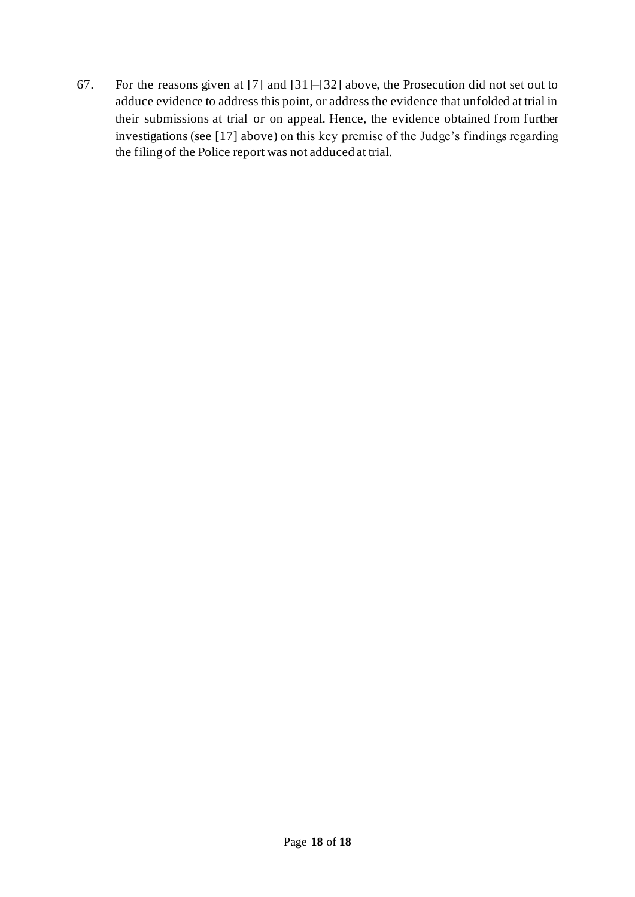67. For the reasons given at [7] and [31]–[32] above, the Prosecution did not set out to adduce evidence to address this point, or address the evidence that unfolded at trial in their submissions at trial or on appeal. Hence, the evidence obtained from further investigations (see [17] above) on this key premise of the Judge's findings regarding the filing of the Police report was not adduced at trial.